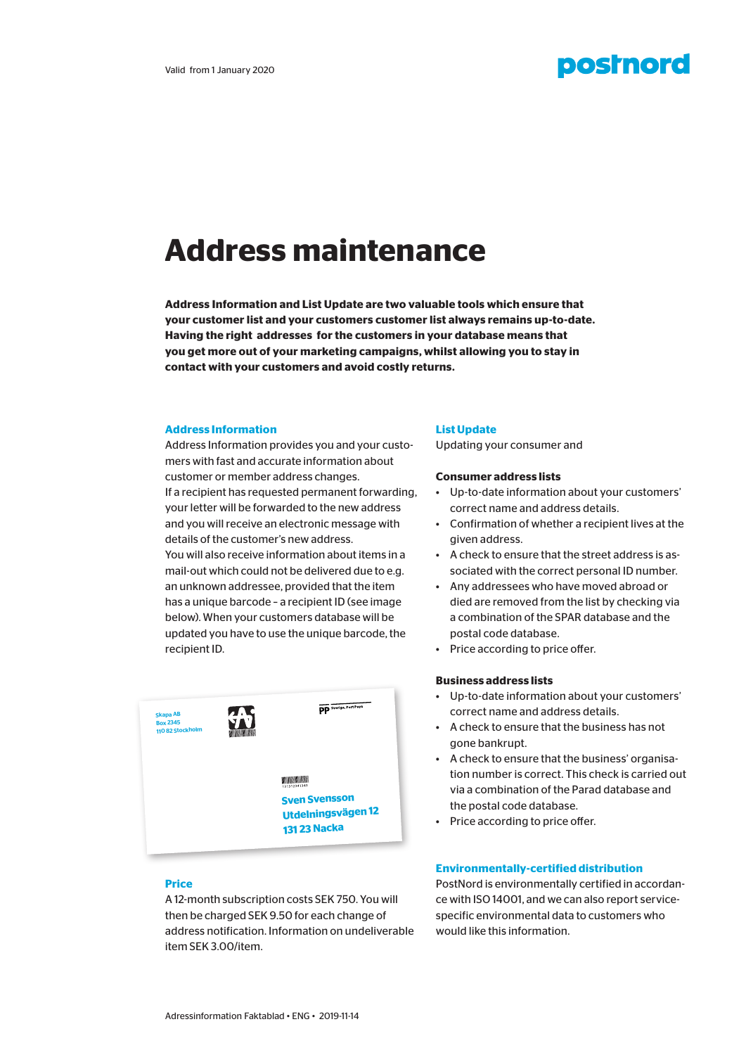Valid from 1 January 2020

# Address maintenance

**Address Information and List Update are two valuable tools which ensure that your customer list and your customers customer list always remains up-to-date. Having the right addresses for the customers in your database means that you get more out of your marketing campaigns, whilst allowing you to stay in contact with your customers and avoid costly returns.**

## Address Information

Address Information provides you and your customers with fast and accurate information about customer or member address changes.
If a recipient has requested permanent forwarding, your letter will be forwarded to the new address and you will receive an electronic message with details of the customer's new address.
You will also receive information about items in a mail-out which could not be delivered due to e.g. an unknown addressee, provided that the item has a unique barcode – a recipient ID (see image below). When your customers database will be updated you have to use the unique barcode, the recipient ID.

## Price

A 12-month subscription costs SEK 750. You will then be charged SEK 9.50 for each change of address notification. Information on undeliverable item SEK 3.00/item.

## List Update

Updating your consumer and

### Consumer address lists

- Up-to-date information about your customers' correct name and address details.
- Confirmation of whether a recipient lives at the given address.
- A check to ensure that the street address is associated with the correct personal ID number.
- Any addressees who have moved abroad or died are removed from the list by checking via a combination of the SPAR database and the postal code database.
- Price according to price offer.

### Business address lists

- Up-to-date information about your customers' correct name and address details.
- A check to ensure that the business has not gone bankrupt.
- A check to ensure that the business' organisation number is correct. This check is carried out via a combination of the Parad database and the postal code database.
- Price according to price offer.

## Environmentally-certified distribution

PostNord is environmentally certified in accordance with ISO 14001, and we can also report service-specific environmental data to customers who would like this information.

Adressinformation Faktablad • ENG • 2019-11-14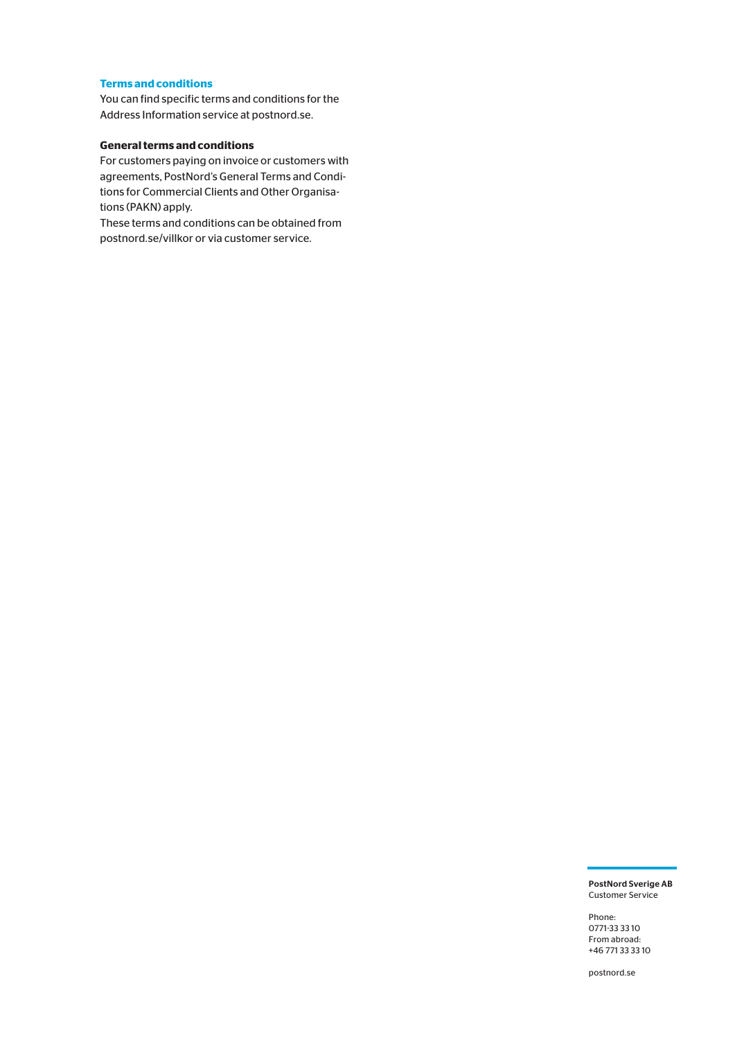### Terms and conditions

You can find specific terms and conditions for the Address Information service at postnord.se.

**General terms and conditions**

For customers paying on invoice or customers with agreements, PostNord's General Terms and Conditions for Commercial Clients and Other Organisations (PAKN) apply.

These terms and conditions can be obtained from postnord.se/villkor or via customer service.

**PostNord Sverige AB**
Customer Service

Phone:
0771-33 33 10
From abroad:
+46 771 33 33 10

postnord.se